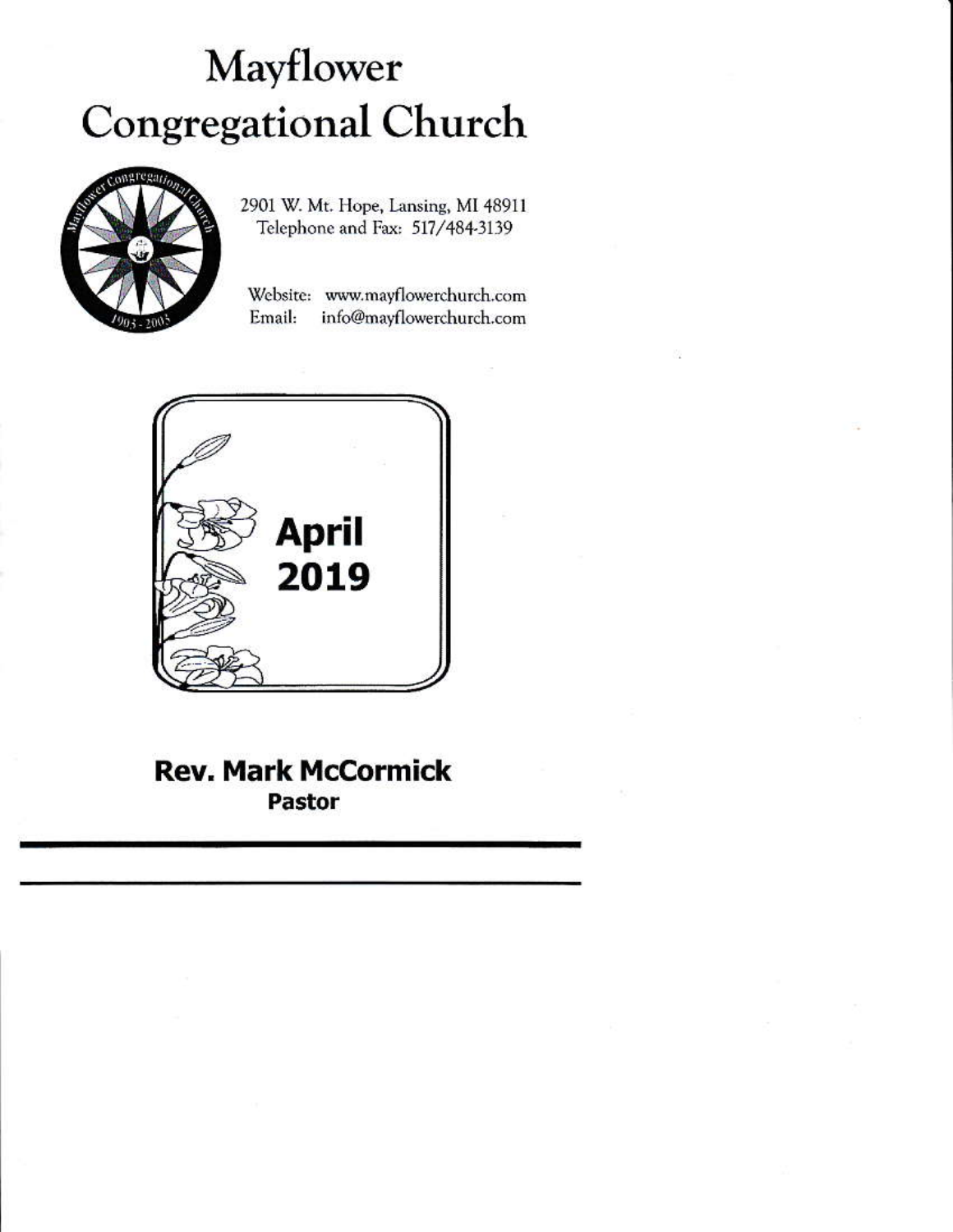# Mayflower Congregational Church

2901 W. Mt. Hope, Lansing, MI 48911
Telephone and Fax: 517/484-3139

Website: www.mayflowerchurch.com
Email: info@mayflowerchurch.com

**April 2019**

**Rev. Mark McCormick**
**Pastor**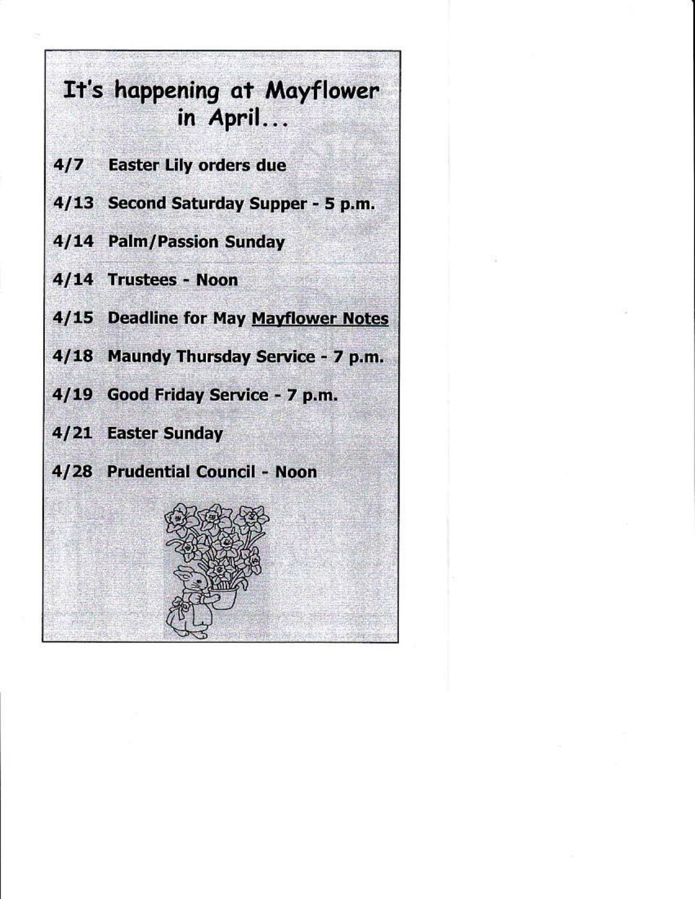# It's happening at Mayflower in April...

**4/7 Easter Lily orders due**

**4/13 Second Saturday Supper - 5 p.m.**

**4/14 Palm/Passion Sunday**

**4/14 Trustees - Noon**

**4/15 Deadline for May <u>Mayflower Notes</u>**

**4/18 Maundy Thursday Service - 7 p.m.**

**4/19 Good Friday Service - 7 p.m.**

**4/21 Easter Sunday**

**4/28 Prudential Council - Noon**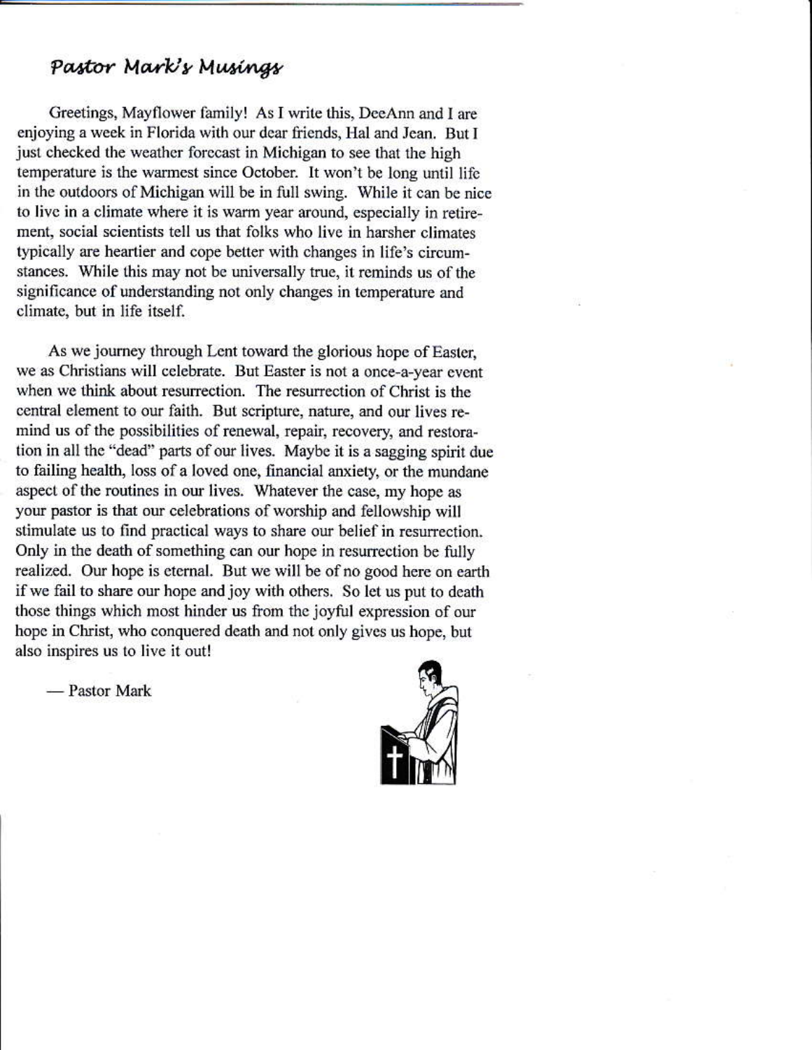## *Pastor Mark's Musings*

Greetings, Mayflower family! As I write this, DeeAnn and I are enjoying a week in Florida with our dear friends, Hal and Jean. But I just checked the weather forecast in Michigan to see that the high temperature is the warmest since October. It won't be long until life in the outdoors of Michigan will be in full swing. While it can be nice to live in a climate where it is warm year around, especially in retirement, social scientists tell us that folks who live in harsher climates typically are heartier and cope better with changes in life's circumstances. While this may not be universally true, it reminds us of the significance of understanding not only changes in temperature and climate, but in life itself.

As we journey through Lent toward the glorious hope of Easter, we as Christians will celebrate. But Easter is not a once-a-year event when we think about resurrection. The resurrection of Christ is the central element to our faith. But scripture, nature, and our lives remind us of the possibilities of renewal, repair, recovery, and restoration in all the "dead" parts of our lives. Maybe it is a sagging spirit due to failing health, loss of a loved one, financial anxiety, or the mundane aspect of the routines in our lives. Whatever the case, my hope as your pastor is that our celebrations of worship and fellowship will stimulate us to find practical ways to share our belief in resurrection. Only in the death of something can our hope in resurrection be fully realized. Our hope is eternal. But we will be of no good here on earth if we fail to share our hope and joy with others. So let us put to death those things which most hinder us from the joyful expression of our hope in Christ, who conquered death and not only gives us hope, but also inspires us to live it out!

— Pastor Mark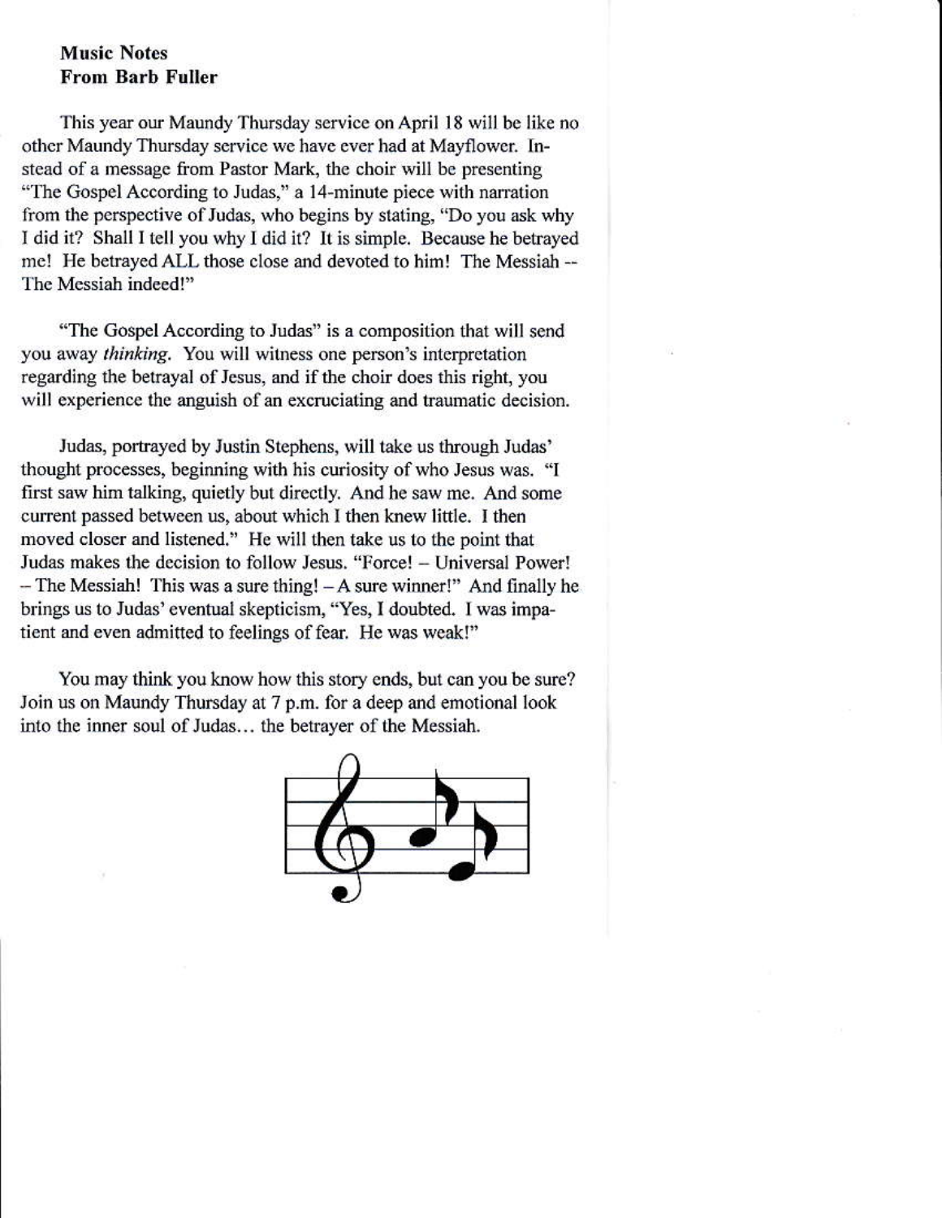**Music Notes**
**From Barb Fuller**

This year our Maundy Thursday service on April 18 will be like no other Maundy Thursday service we have ever had at Mayflower. Instead of a message from Pastor Mark, the choir will be presenting "The Gospel According to Judas," a 14-minute piece with narration from the perspective of Judas, who begins by stating, "Do you ask why I did it? Shall I tell you why I did it? It is simple. Because he betrayed me! He betrayed ALL those close and devoted to him! The Messiah -- The Messiah indeed!"

"The Gospel According to Judas" is a composition that will send you away *thinking*. You will witness one person's interpretation regarding the betrayal of Jesus, and if the choir does this right, you will experience the anguish of an excruciating and traumatic decision.

Judas, portrayed by Justin Stephens, will take us through Judas' thought processes, beginning with his curiosity of who Jesus was. "I first saw him talking, quietly but directly. And he saw me. And some current passed between us, about which I then knew little. I then moved closer and listened." He will then take us to the point that Judas makes the decision to follow Jesus. "Force! – Universal Power! – The Messiah! This was a sure thing! – A sure winner!" And finally he brings us to Judas' eventual skepticism, "Yes, I doubted. I was impatient and even admitted to feelings of fear. He was weak!"

You may think you know how this story ends, but can you be sure? Join us on Maundy Thursday at 7 p.m. for a deep and emotional look into the inner soul of Judas… the betrayer of the Messiah.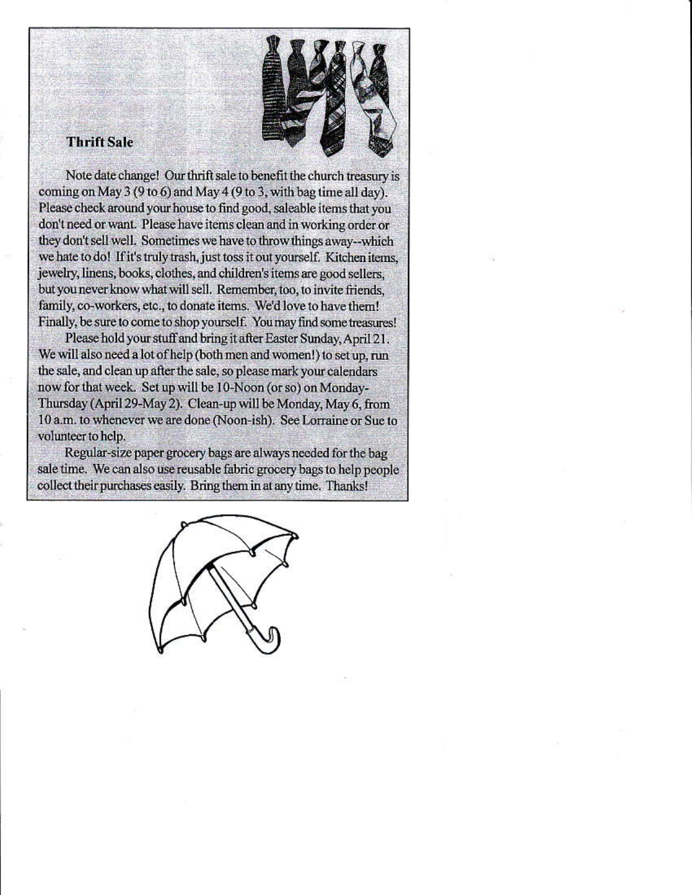**Thrift Sale**

Note date change! Our thrift sale to benefit the church treasury is coming on May 3 (9 to 6) and May 4 (9 to 3, with bag time all day). Please check around your house to find good, saleable items that you don't need or want. Please have items clean and in working order or they don't sell well. Sometimes we have to throw things away--which we hate to do! If it's truly trash, just toss it out yourself. Kitchen items, jewelry, linens, books, clothes, and children's items are good sellers, but you never know what will sell. Remember, too, to invite friends, family, co-workers, etc., to donate items. We'd love to have them! Finally, be sure to come to shop yourself. You may find some treasures!

Please hold your stuff and bring it after Easter Sunday, April 21. We will also need a lot of help (both men and women!) to set up, run the sale, and clean up after the sale, so please mark your calendars now for that week. Set up will be 10-Noon (or so) on Monday-Thursday (April 29-May 2). Clean-up will be Monday, May 6, from 10 a.m. to whenever we are done (Noon-ish). See Lorraine or Sue to volunteer to help.

Regular-size paper grocery bags are always needed for the bag sale time. We can also use reusable fabric grocery bags to help people collect their purchases easily. Bring them in at any time. Thanks!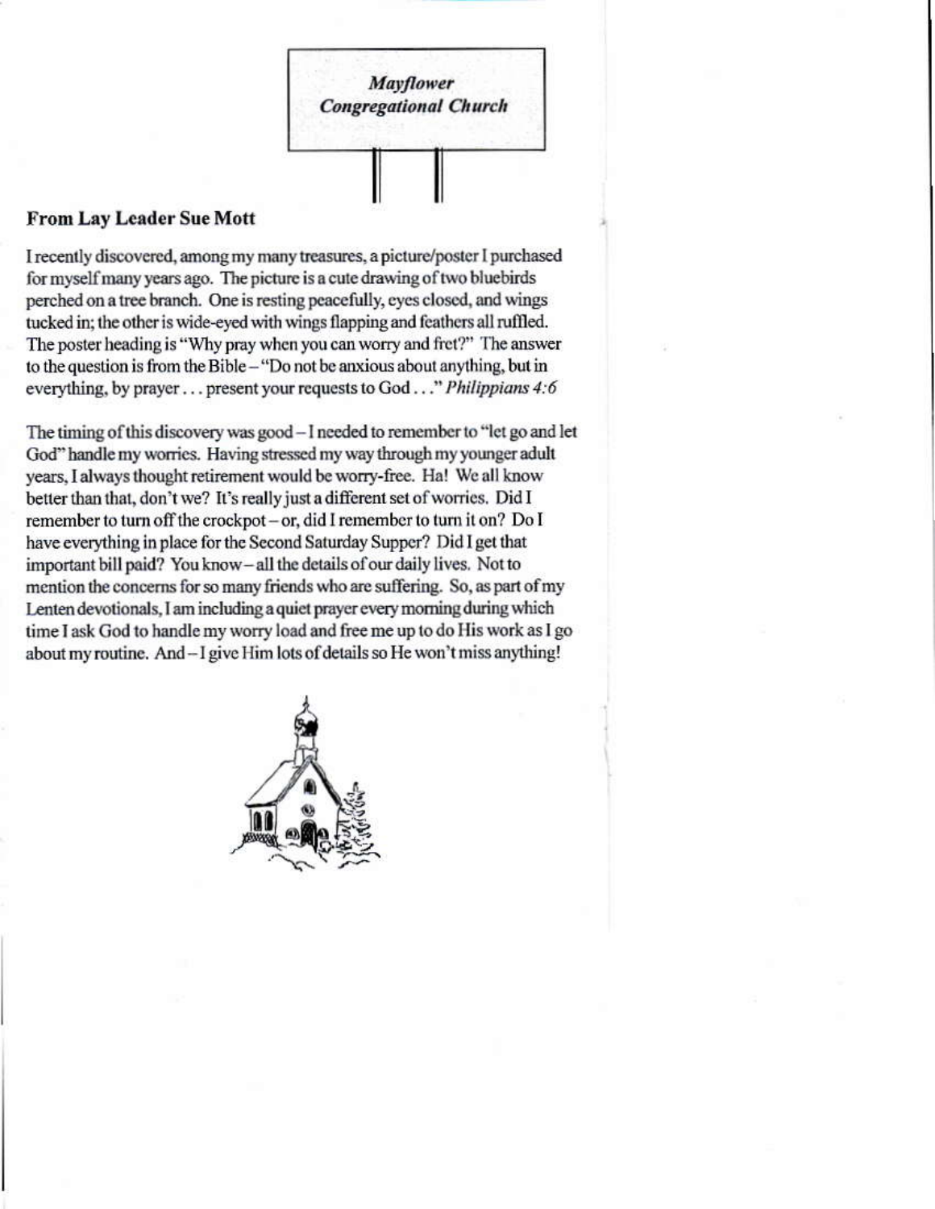*Mayflower*
***Congregational Church***

## From Lay Leader Sue Mott

I recently discovered, among my many treasures, a picture/poster I purchased for myself many years ago. The picture is a cute drawing of two bluebirds perched on a tree branch. One is resting peacefully, eyes closed, and wings tucked in; the other is wide-eyed with wings flapping and feathers all ruffled. The poster heading is "Why pray when you can worry and fret?" The answer to the question is from the Bible – "Do not be anxious about anything, but in everything, by prayer . . . present your requests to God . . ." *Philippians 4:6*

The timing of this discovery was good – I needed to remember to "let go and let God" handle my worries. Having stressed my way through my younger adult years, I always thought retirement would be worry-free. Ha! We all know better than that, don't we? It's really just a different set of worries. Did I remember to turn off the crockpot – or, did I remember to turn it on? Do I have everything in place for the Second Saturday Supper? Did I get that important bill paid? You know – all the details of our daily lives. Not to mention the concerns for so many friends who are suffering. So, as part of my Lenten devotionals, I am including a quiet prayer every morning during which time I ask God to handle my worry load and free me up to do His work as I go about my routine. And – I give Him lots of details so He won't miss anything!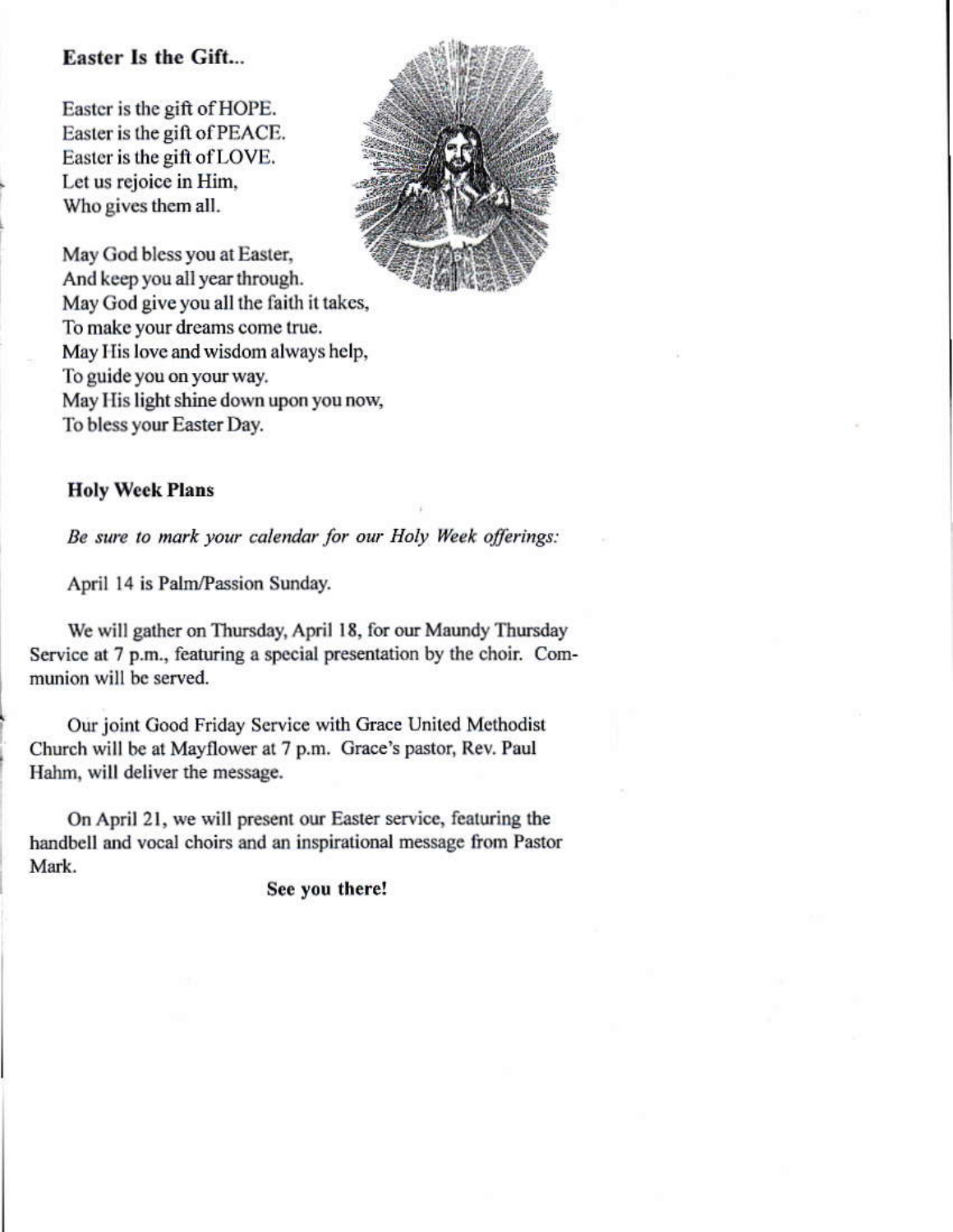### Easter Is the Gift...

Easter is the gift of HOPE.
Easter is the gift of PEACE.
Easter is the gift of LOVE.
Let us rejoice in Him,
Who gives them all.

May God bless you at Easter,
And keep you all year through.
May God give you all the faith it takes,
To make your dreams come true.
May His love and wisdom always help,
To guide you on your way.
May His light shine down upon you now,
To bless your Easter Day.

### Holy Week Plans

*Be sure to mark your calendar for our Holy Week offerings:*

April 14 is Palm/Passion Sunday.

We will gather on Thursday, April 18, for our Maundy Thursday Service at 7 p.m., featuring a special presentation by the choir. Communion will be served.

Our joint Good Friday Service with Grace United Methodist Church will be at Mayflower at 7 p.m. Grace's pastor, Rev. Paul Hahm, will deliver the message.

On April 21, we will present our Easter service, featuring the handbell and vocal choirs and an inspirational message from Pastor Mark.

**See you there!**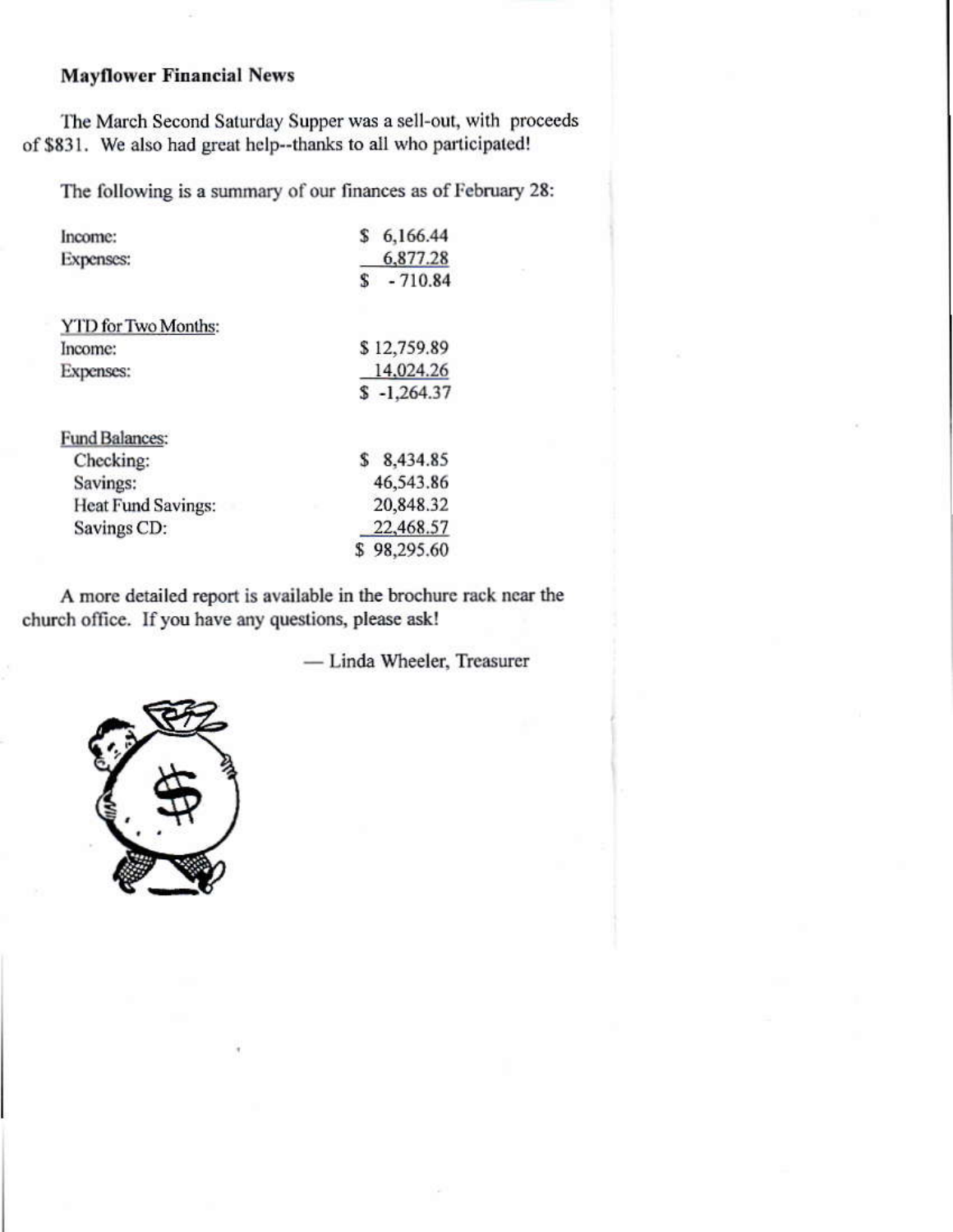**Mayflower Financial News**

The March Second Saturday Supper was a sell-out, with proceeds of $831. We also had great help--thanks to all who participated!

The following is a summary of our finances as of February 28:

| | |
|---|---|
| Income: | $ 6,166.44 |
| Expenses: | 6,877.28 |
| | $ - 710.84 |
| YTD for Two Months: | |
| Income: | $ 12,759.89 |
| Expenses: | 14,024.26 |
| | $ -1,264.37 |
| Fund Balances: | |
| Checking: | $ 8,434.85 |
| Savings: | 46,543.86 |
| Heat Fund Savings: | 20,848.32 |
| Savings CD: | 22,468.57 |
| | $ 98,295.60 |

A more detailed report is available in the brochure rack near the church office. If you have any questions, please ask!

— Linda Wheeler, Treasurer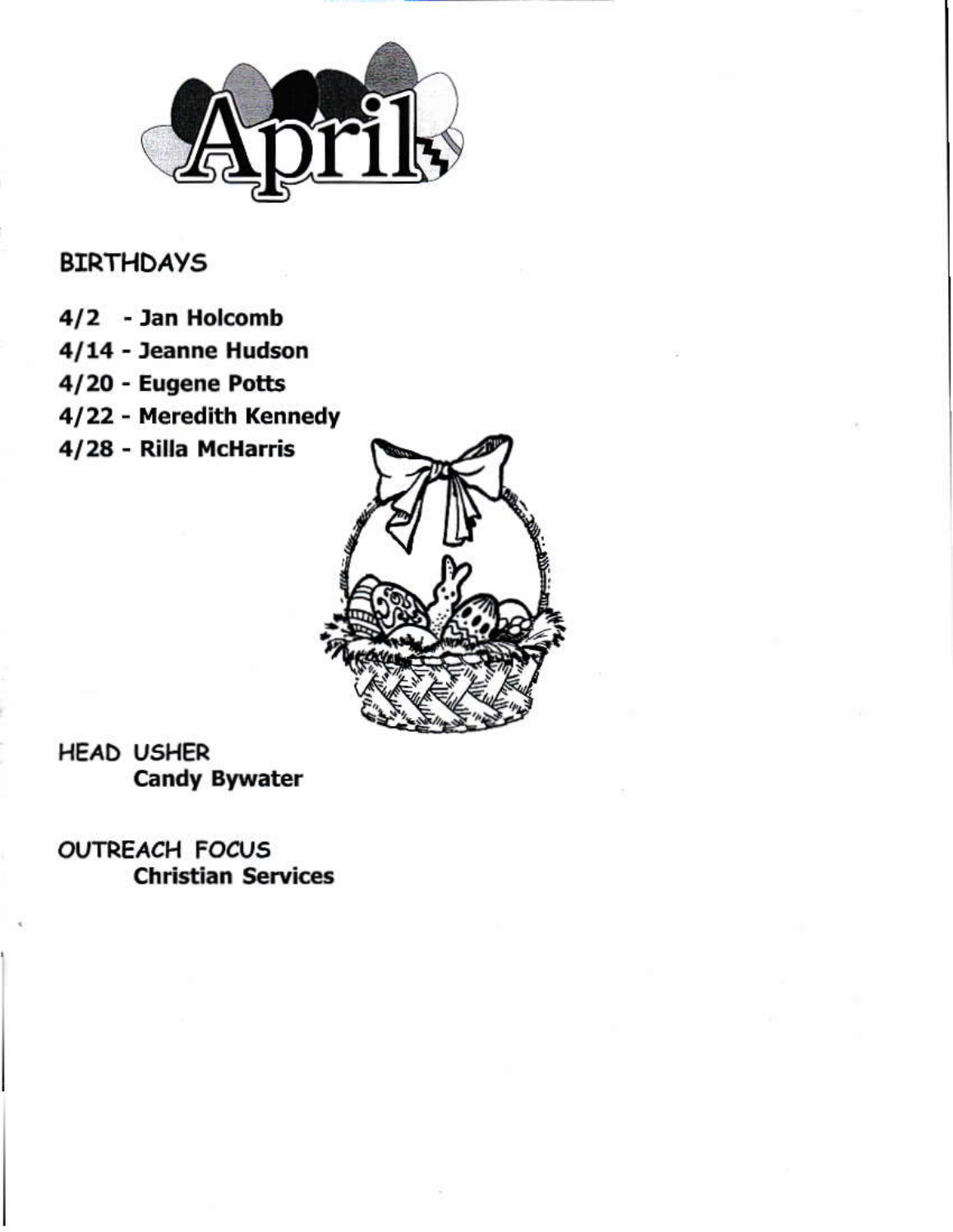# April

## BIRTHDAYS

**4/2 - Jan Holcomb**
**4/14 - Jeanne Hudson**
**4/20 - Eugene Potts**
**4/22 - Meredith Kennedy**
**4/28 - Rilla McHarris**

## HEAD USHER

**Candy Bywater**

## OUTREACH FOCUS

**Christian Services**